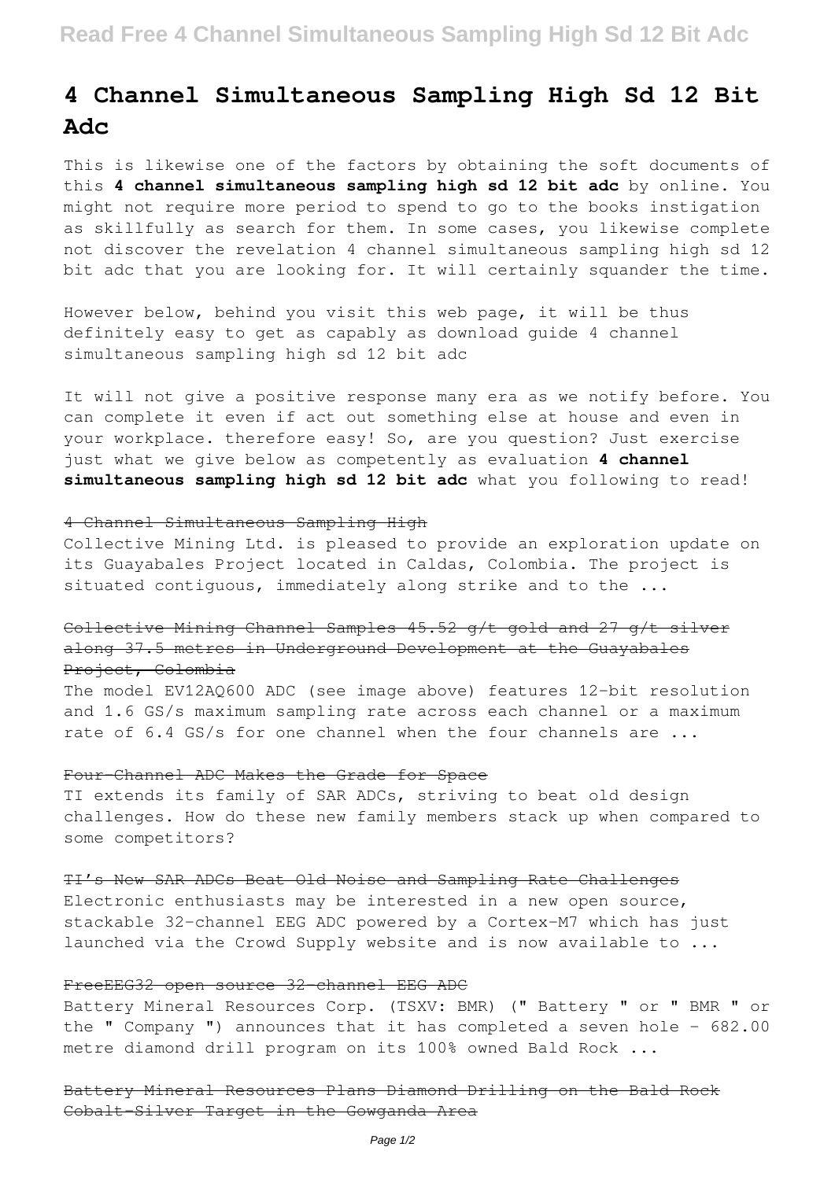# 4 Channel Simultaneous Sampling High Sd 12 Bit Adc

This is likewise one of the factors by obtaining the soft documents of this **4 channel simultaneous sampling high sd 12 bit adc** by online. You might not require more period to spend to go to the books instigation as skillfully as search for them. In some cases, you likewise complete not discover the revelation 4 channel simultaneous sampling high sd 12 bit adc that you are looking for. It will certainly squander the time.

However below, behind you visit this web page, it will be thus definitely easy to get as capably as download guide 4 channel simultaneous sampling high sd 12 bit adc

It will not give a positive response many era as we notify before. You can complete it even if act out something else at house and even in your workplace. therefore easy! So, are you question? Just exercise just what we give below as competently as evaluation **4 channel simultaneous sampling high sd 12 bit adc** what you following to read!

## ~~4 Channel Simultaneous Sampling High~~

Collective Mining Ltd. is pleased to provide an exploration update on its Guayabales Project located in Caldas, Colombia. The project is situated contiguous, immediately along strike and to the ...

## ~~Collective Mining Channel Samples 45.52 g/t gold and 27 g/t silver along 37.5 metres in Underground Development at the Guayabales Project, Colombia~~

The model EV12AQ600 ADC (see image above) features 12-bit resolution and 1.6 GS/s maximum sampling rate across each channel or a maximum rate of 6.4 GS/s for one channel when the four channels are ...

## ~~Four-Channel ADC Makes the Grade for Space~~

TI extends its family of SAR ADCs, striving to beat old design challenges. How do these new family members stack up when compared to some competitors?

## ~~TI's New SAR ADCs Beat Old Noise and Sampling Rate Challenges~~

Electronic enthusiasts may be interested in a new open source, stackable 32-channel EEG ADC powered by a Cortex-M7 which has just launched via the Crowd Supply website and is now available to ...

## ~~FreeEEG32 open source 32-channel EEG ADC~~

Battery Mineral Resources Corp. (TSXV: BMR) (" Battery " or " BMR " or the " Company ") announces that it has completed a seven hole - 682.00 metre diamond drill program on its 100% owned Bald Rock ...

## ~~Battery Mineral Resources Plans Diamond Drilling on the Bald Rock Cobalt-Silver Target in the Gowganda Area~~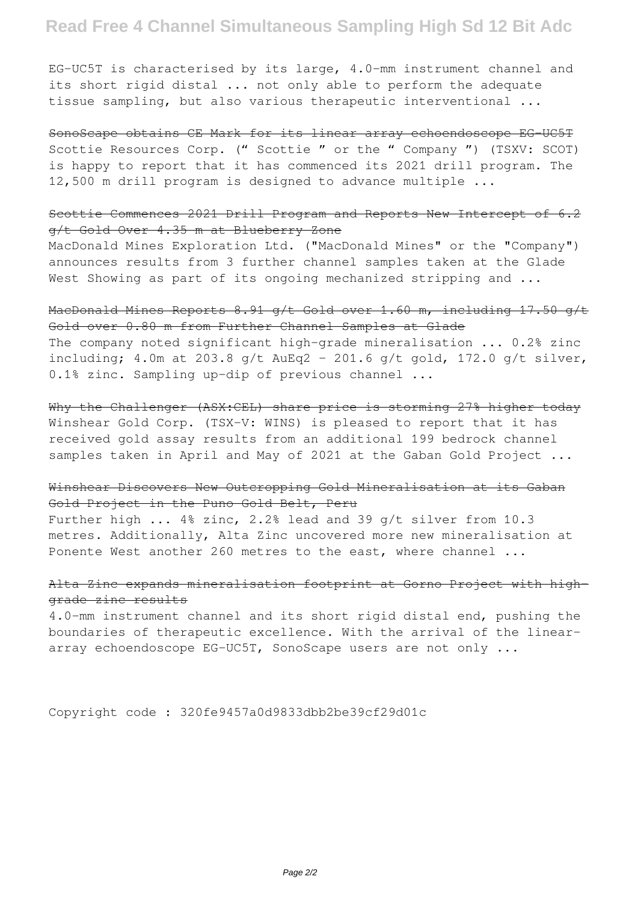EG-UC5T is characterised by its large, 4.0-mm instrument channel and its short rigid distal ... not only able to perform the adequate tissue sampling, but also various therapeutic interventional ...

~~SonoScape obtains CE Mark for its linear array echoendoscope EG-UC5T~~

Scottie Resources Corp. (" Scottie " or the " Company ") (TSXV: SCOT) is happy to report that it has commenced its 2021 drill program. The 12,500 m drill program is designed to advance multiple ...

~~Scottie Commences 2021 Drill Program and Reports New Intercept of 6.2 g/t Gold Over 4.35 m at Blueberry Zone~~

MacDonald Mines Exploration Ltd. ("MacDonald Mines" or the "Company") announces results from 3 further channel samples taken at the Glade West Showing as part of its ongoing mechanized stripping and ...

~~MacDonald Mines Reports 8.91 g/t Gold over 1.60 m, including 17.50 g/t Gold over 0.80 m from Further Channel Samples at Glade~~

The company noted significant high-grade mineralisation ... 0.2% zinc including; 4.0m at 203.8 g/t AuEq2 - 201.6 g/t gold, 172.0 g/t silver, 0.1% zinc. Sampling up-dip of previous channel ...

~~Why the Challenger (ASX:CEL) share price is storming 27% higher today~~

Winshear Gold Corp. (TSX-V: WINS) is pleased to report that it has received gold assay results from an additional 199 bedrock channel samples taken in April and May of 2021 at the Gaban Gold Project ...

~~Winshear Discovers New Outcropping Gold Mineralisation at its Gaban Gold Project in the Puno Gold Belt, Peru~~

Further high ... 4% zinc, 2.2% lead and 39 g/t silver from 10.3 metres. Additionally, Alta Zinc uncovered more new mineralisation at Ponente West another 260 metres to the east, where channel ...

~~Alta Zinc expands mineralisation footprint at Gorno Project with high-grade zinc results~~

4.0-mm instrument channel and its short rigid distal end, pushing the boundaries of therapeutic excellence. With the arrival of the linear-array echoendoscope EG-UC5T, SonoScape users are not only ...

Copyright code : 320fe9457a0d9833dbb2be39cf29d01c